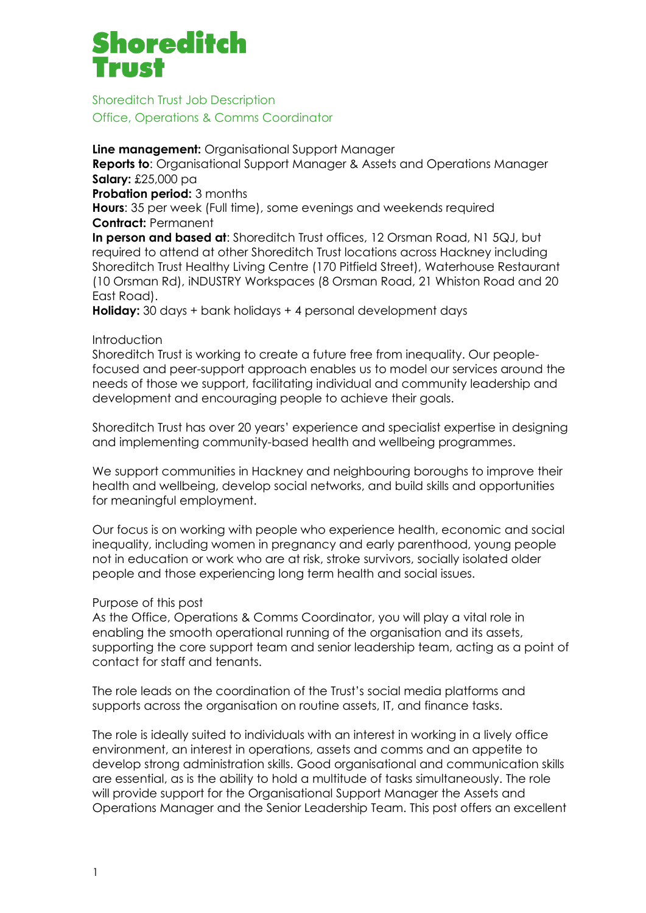# Shoreditch Trust

## Shoreditch Trust Job Description
## Office, Operations & Comms Coordinator

**Line management:** Organisational Support Manager
**Reports to**: Organisational Support Manager & Assets and Operations Manager
**Salary:** £25,000 pa
**Probation period:** 3 months
**Hours**: 35 per week (Full time), some evenings and weekends required
**Contract:** Permanent
**In person and based at**: Shoreditch Trust offices, 12 Orsman Road, N1 5QJ, but required to attend at other Shoreditch Trust locations across Hackney including Shoreditch Trust Healthy Living Centre (170 Pitfield Street), Waterhouse Restaurant (10 Orsman Rd), iNDUSTRY Workspaces (8 Orsman Road, 21 Whiston Road and 20 East Road).
**Holiday:** 30 days + bank holidays + 4 personal development days

### Introduction

Shoreditch Trust is working to create a future free from inequality. Our people-focused and peer-support approach enables us to model our services around the needs of those we support, facilitating individual and community leadership and development and encouraging people to achieve their goals.

Shoreditch Trust has over 20 years' experience and specialist expertise in designing and implementing community-based health and wellbeing programmes.

We support communities in Hackney and neighbouring boroughs to improve their health and wellbeing, develop social networks, and build skills and opportunities for meaningful employment.

Our focus is on working with people who experience health, economic and social inequality, including women in pregnancy and early parenthood, young people not in education or work who are at risk, stroke survivors, socially isolated older people and those experiencing long term health and social issues.

### Purpose of this post

As the Office, Operations & Comms Coordinator, you will play a vital role in enabling the smooth operational running of the organisation and its assets, supporting the core support team and senior leadership team, acting as a point of contact for staff and tenants.

The role leads on the coordination of the Trust's social media platforms and supports across the organisation on routine assets, IT, and finance tasks.

The role is ideally suited to individuals with an interest in working in a lively office environment, an interest in operations, assets and comms and an appetite to develop strong administration skills. Good organisational and communication skills are essential, as is the ability to hold a multitude of tasks simultaneously. The role will provide support for the Organisational Support Manager the Assets and Operations Manager and the Senior Leadership Team. This post offers an excellent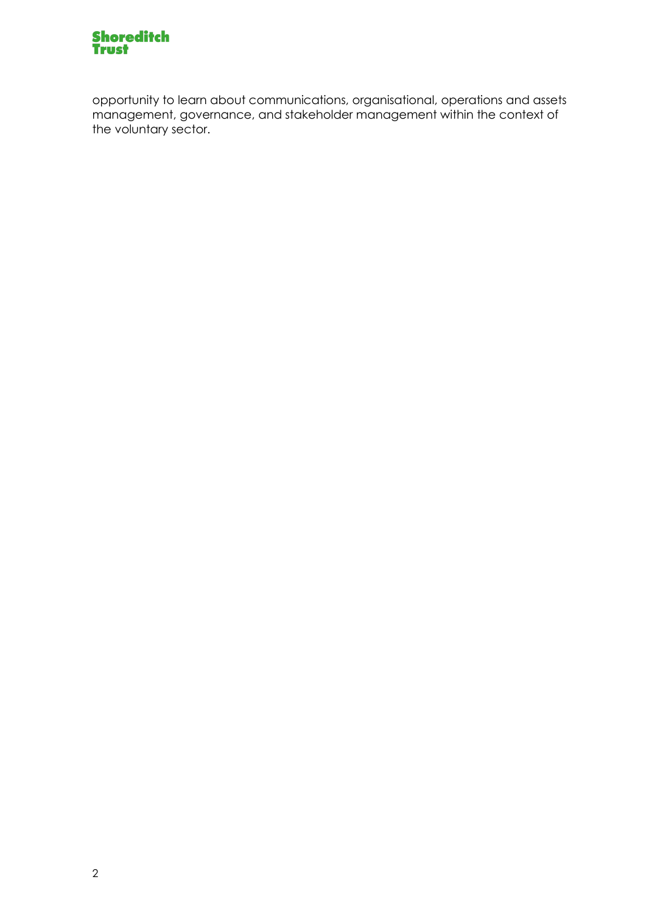opportunity to learn about communications, organisational, operations and assets management, governance, and stakeholder management within the context of the voluntary sector.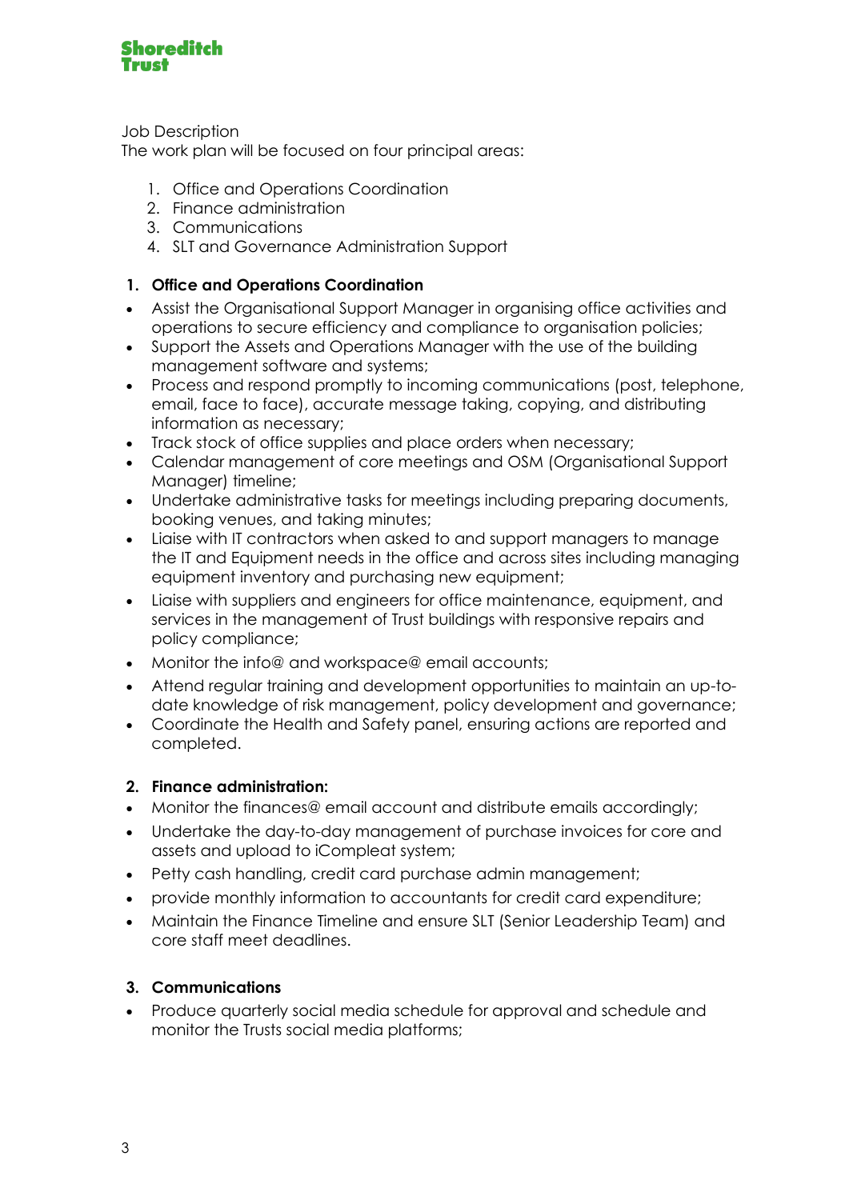Job Description

The work plan will be focused on four principal areas:

1. Office and Operations Coordination
2. Finance administration
3. Communications
4. SLT and Governance Administration Support

## 1. Office and Operations Coordination

- Assist the Organisational Support Manager in organising office activities and operations to secure efficiency and compliance to organisation policies;
- Support the Assets and Operations Manager with the use of the building management software and systems;
- Process and respond promptly to incoming communications (post, telephone, email, face to face), accurate message taking, copying, and distributing information as necessary;
- Track stock of office supplies and place orders when necessary;
- Calendar management of core meetings and OSM (Organisational Support Manager) timeline;
- Undertake administrative tasks for meetings including preparing documents, booking venues, and taking minutes;
- Liaise with IT contractors when asked to and support managers to manage the IT and Equipment needs in the office and across sites including managing equipment inventory and purchasing new equipment;
- Liaise with suppliers and engineers for office maintenance, equipment, and services in the management of Trust buildings with responsive repairs and policy compliance;
- Monitor the info@ and workspace@ email accounts;
- Attend regular training and development opportunities to maintain an up-to-date knowledge of risk management, policy development and governance;
- Coordinate the Health and Safety panel, ensuring actions are reported and completed.

## 2. Finance administration:

- Monitor the finances@ email account and distribute emails accordingly;
- Undertake the day-to-day management of purchase invoices for core and assets and upload to iCompleat system;
- Petty cash handling, credit card purchase admin management;
- provide monthly information to accountants for credit card expenditure;
- Maintain the Finance Timeline and ensure SLT (Senior Leadership Team) and core staff meet deadlines.

## 3. Communications

- Produce quarterly social media schedule for approval and schedule and monitor the Trusts social media platforms;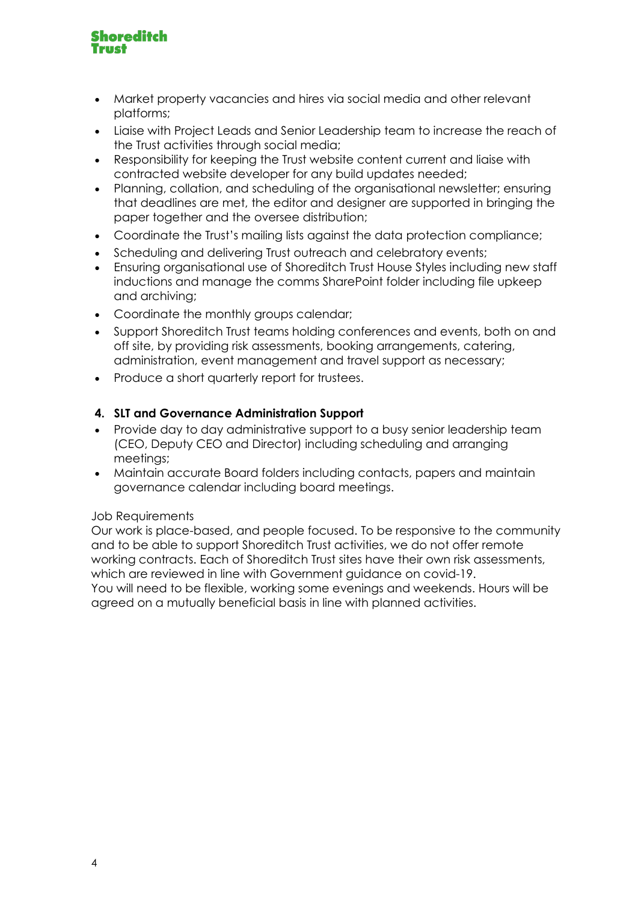- Market property vacancies and hires via social media and other relevant platforms;
- Liaise with Project Leads and Senior Leadership team to increase the reach of the Trust activities through social media;
- Responsibility for keeping the Trust website content current and liaise with contracted website developer for any build updates needed;
- Planning, collation, and scheduling of the organisational newsletter; ensuring that deadlines are met, the editor and designer are supported in bringing the paper together and the oversee distribution;
- Coordinate the Trust's mailing lists against the data protection compliance;
- Scheduling and delivering Trust outreach and celebratory events;
- Ensuring organisational use of Shoreditch Trust House Styles including new staff inductions and manage the comms SharePoint folder including file upkeep and archiving;
- Coordinate the monthly groups calendar;
- Support Shoreditch Trust teams holding conferences and events, both on and off site, by providing risk assessments, booking arrangements, catering, administration, event management and travel support as necessary;
- Produce a short quarterly report for trustees.

**4. SLT and Governance Administration Support**

- Provide day to day administrative support to a busy senior leadership team (CEO, Deputy CEO and Director) including scheduling and arranging meetings;
- Maintain accurate Board folders including contacts, papers and maintain governance calendar including board meetings.

Job Requirements

Our work is place-based, and people focused. To be responsive to the community and to be able to support Shoreditch Trust activities, we do not offer remote working contracts. Each of Shoreditch Trust sites have their own risk assessments, which are reviewed in line with Government guidance on covid-19.

You will need to be flexible, working some evenings and weekends. Hours will be agreed on a mutually beneficial basis in line with planned activities.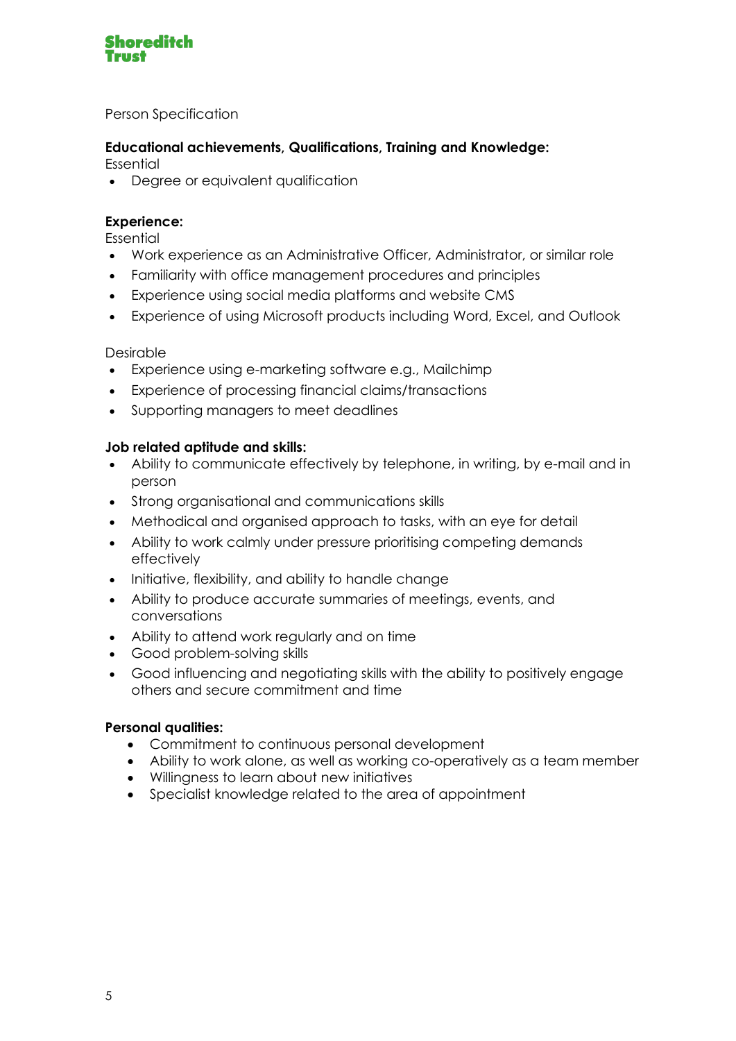Shoreditch Trust

Person Specification

**Educational achievements, Qualifications, Training and Knowledge:**

Essential

- Degree or equivalent qualification

**Experience:**

Essential

- Work experience as an Administrative Officer, Administrator, or similar role
- Familiarity with office management procedures and principles
- Experience using social media platforms and website CMS
- Experience of using Microsoft products including Word, Excel, and Outlook

Desirable

- Experience using e-marketing software e.g., Mailchimp
- Experience of processing financial claims/transactions
- Supporting managers to meet deadlines

**Job related aptitude and skills:**

- Ability to communicate effectively by telephone, in writing, by e-mail and in person
- Strong organisational and communications skills
- Methodical and organised approach to tasks, with an eye for detail
- Ability to work calmly under pressure prioritising competing demands effectively
- Initiative, flexibility, and ability to handle change
- Ability to produce accurate summaries of meetings, events, and conversations
- Ability to attend work regularly and on time
- Good problem-solving skills
- Good influencing and negotiating skills with the ability to positively engage others and secure commitment and time

**Personal qualities:**

- Commitment to continuous personal development
- Ability to work alone, as well as working co-operatively as a team member
- Willingness to learn about new initiatives
- Specialist knowledge related to the area of appointment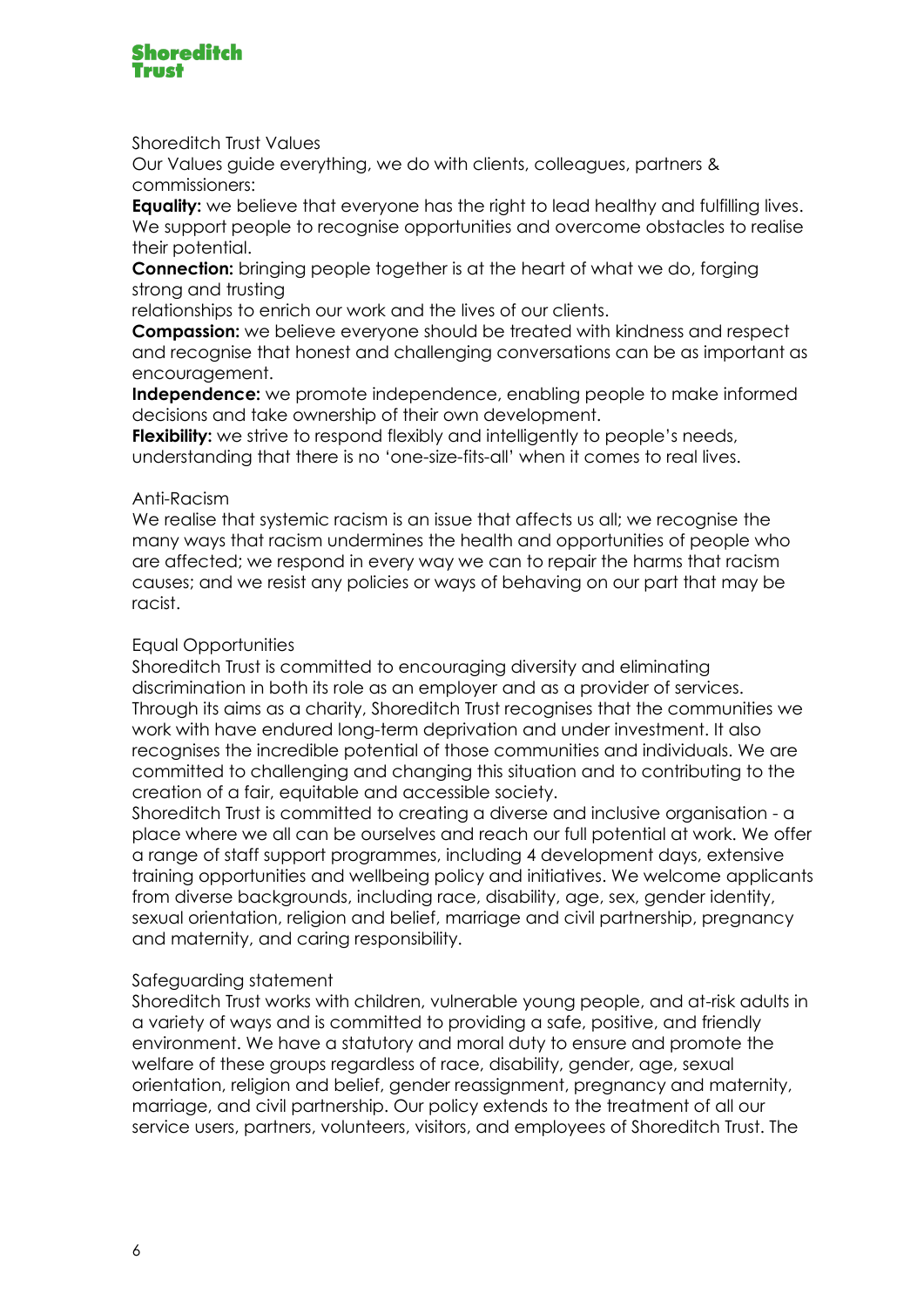Shoreditch Trust Values

Our Values guide everything, we do with clients, colleagues, partners & commissioners:

**Equality:** we believe that everyone has the right to lead healthy and fulfilling lives. We support people to recognise opportunities and overcome obstacles to realise their potential.

**Connection:** bringing people together is at the heart of what we do, forging strong and trusting relationships to enrich our work and the lives of our clients.

**Compassion:** we believe everyone should be treated with kindness and respect and recognise that honest and challenging conversations can be as important as encouragement.

**Independence:** we promote independence, enabling people to make informed decisions and take ownership of their own development.

**Flexibility:** we strive to respond flexibly and intelligently to people's needs, understanding that there is no 'one-size-fits-all' when it comes to real lives.

Anti-Racism

We realise that systemic racism is an issue that affects us all; we recognise the many ways that racism undermines the health and opportunities of people who are affected; we respond in every way we can to repair the harms that racism causes; and we resist any policies or ways of behaving on our part that may be racist.

Equal Opportunities

Shoreditch Trust is committed to encouraging diversity and eliminating discrimination in both its role as an employer and as a provider of services. Through its aims as a charity, Shoreditch Trust recognises that the communities we work with have endured long-term deprivation and under investment. It also recognises the incredible potential of those communities and individuals. We are committed to challenging and changing this situation and to contributing to the creation of a fair, equitable and accessible society.

Shoreditch Trust is committed to creating a diverse and inclusive organisation - a place where we all can be ourselves and reach our full potential at work. We offer a range of staff support programmes, including 4 development days, extensive training opportunities and wellbeing policy and initiatives. We welcome applicants from diverse backgrounds, including race, disability, age, sex, gender identity, sexual orientation, religion and belief, marriage and civil partnership, pregnancy and maternity, and caring responsibility.

Safeguarding statement

Shoreditch Trust works with children, vulnerable young people, and at-risk adults in a variety of ways and is committed to providing a safe, positive, and friendly environment. We have a statutory and moral duty to ensure and promote the welfare of these groups regardless of race, disability, gender, age, sexual orientation, religion and belief, gender reassignment, pregnancy and maternity, marriage, and civil partnership. Our policy extends to the treatment of all our service users, partners, volunteers, visitors, and employees of Shoreditch Trust. The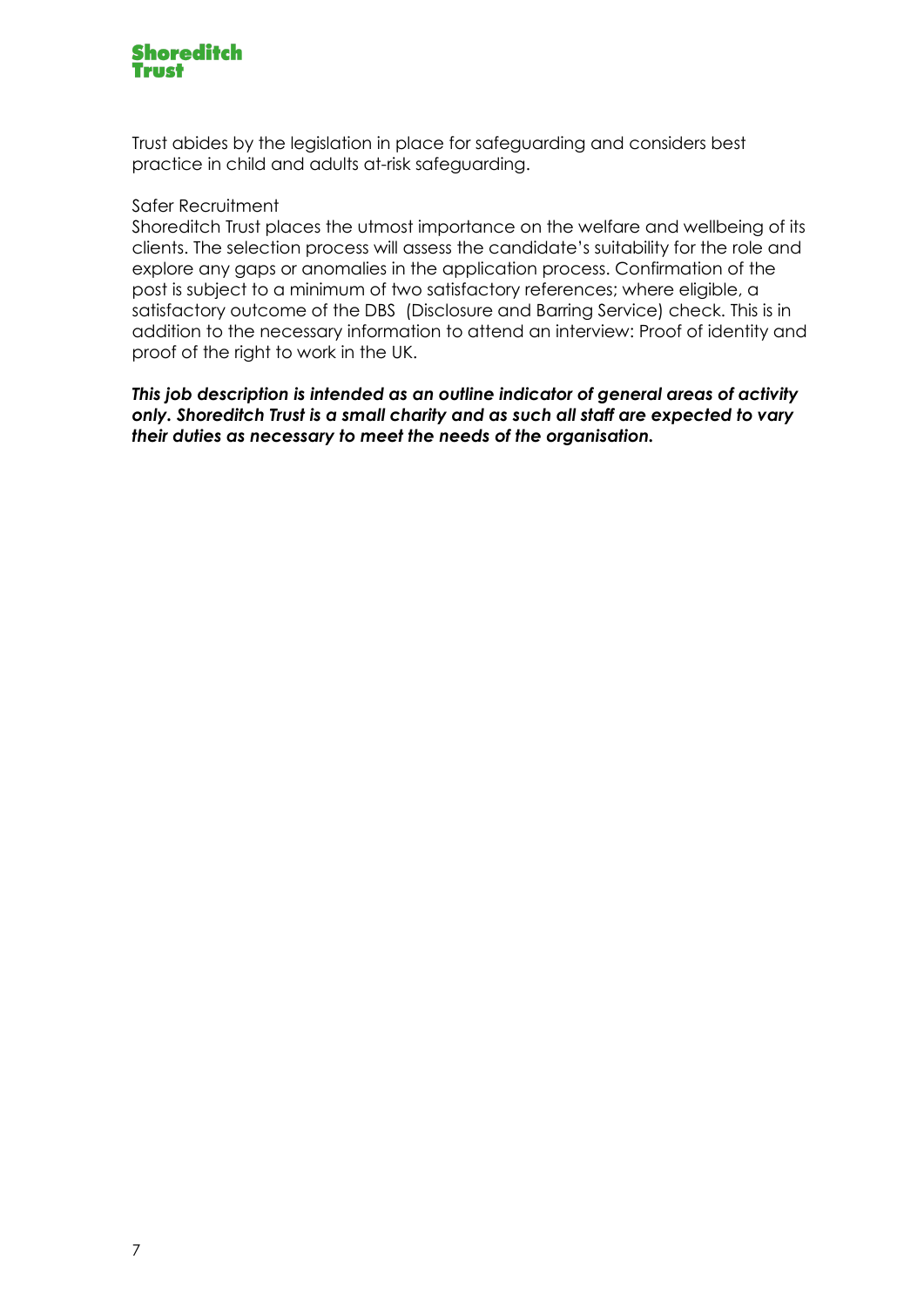Trust abides by the legislation in place for safeguarding and considers best practice in child and adults at-risk safeguarding.

Safer Recruitment

Shoreditch Trust places the utmost importance on the welfare and wellbeing of its clients. The selection process will assess the candidate's suitability for the role and explore any gaps or anomalies in the application process. Confirmation of the post is subject to a minimum of two satisfactory references; where eligible, a satisfactory outcome of the DBS (Disclosure and Barring Service) check. This is in addition to the necessary information to attend an interview: Proof of identity and proof of the right to work in the UK.

***This job description is intended as an outline indicator of general areas of activity only. Shoreditch Trust is a small charity and as such all staff are expected to vary their duties as necessary to meet the needs of the organisation.***